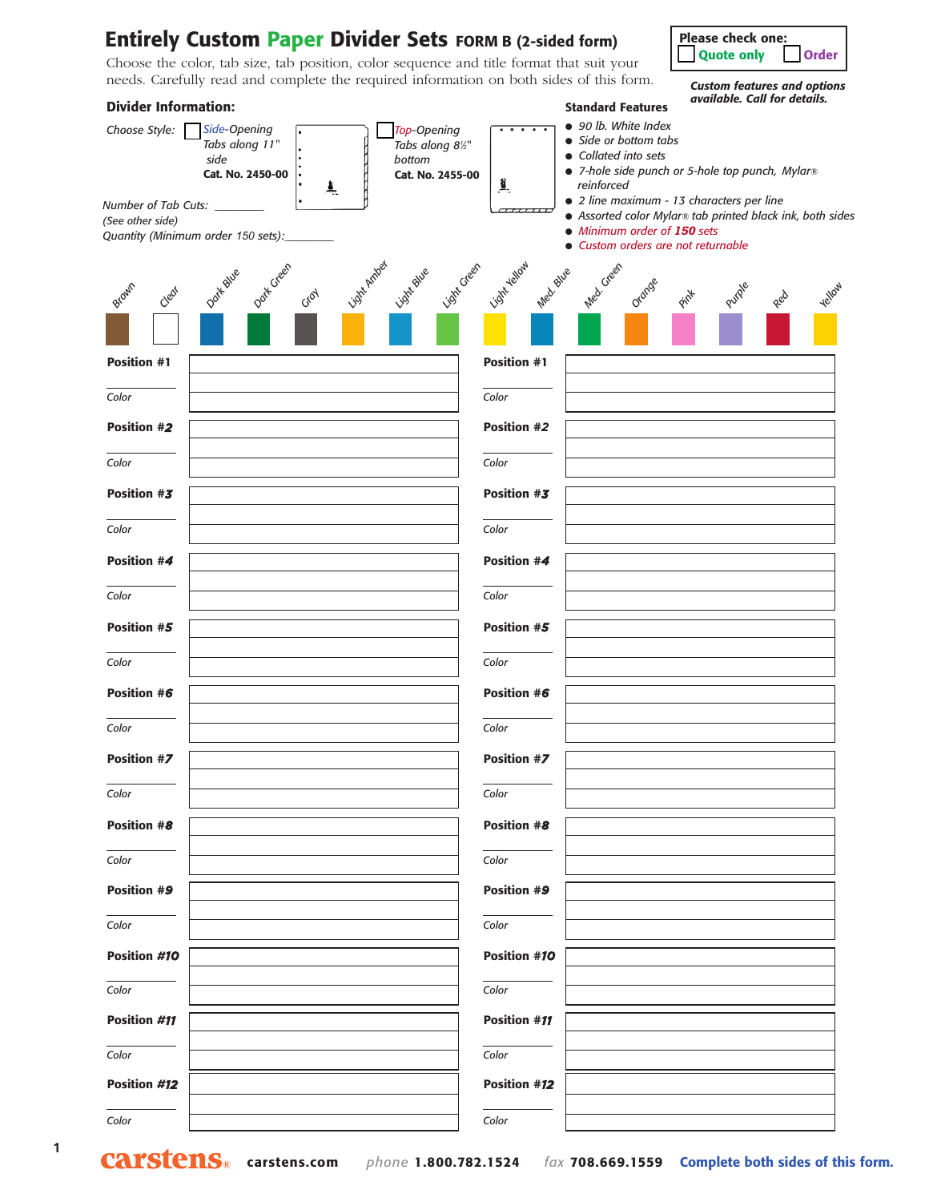# Entirely Custom Paper Divider Sets FORM B (2-sided form)

**Please check one:**
☐ Quote only ☐ Order

Choose the color, tab size, tab position, color sequence and title format that suit your needs. Carefully read and complete the required information on both sides of this form.

*Custom features and options available. Call for details.*

## Divider Information:

*Choose Style:*

☐ *Side-Opening Tabs along 11" side* **Cat. No. 2450-00**

☐ *Top-Opening Tabs along 8½" bottom* **Cat. No. 2455-00**

*Number of Tab Cuts:* _________
*(See other side)*

*Quantity (Minimum order 150 sets):*_________

## Standard Features

- *90 lb. White Index*
- *Side or bottom tabs*
- *Collated into sets*
- *7-hole side punch or 5-hole top punch, Mylar® reinforced*
- *2 line maximum - 13 characters per line*
- *Assorted color Mylar® tab printed black ink, both sides*
- *Minimum order of **150** sets*
- *Custom orders are not returnable*

Colors: Brown, Clear, Dark Blue, Dark Green, Gray, Light Amber, Light Blue, Light Green, Light Yellow, Med. Blue, Med. Green, Orange, Pink, Purple, Red, Yellow

| Position | Tab Text | Position | Tab Text |
|---|---|---|---|
| **Position #1** <br> Color ______ | | **Position #1** <br> Color ______ | |
| **Position #2** <br> Color ______ | | **Position #2** <br> Color ______ | |
| **Position #3** <br> Color ______ | | **Position #3** <br> Color ______ | |
| **Position #4** <br> Color ______ | | **Position #4** <br> Color ______ | |
| **Position #5** <br> Color ______ | | **Position #5** <br> Color ______ | |
| **Position #6** <br> Color ______ | | **Position #6** <br> Color ______ | |
| **Position #7** <br> Color ______ | | **Position #7** <br> Color ______ | |
| **Position #8** <br> Color ______ | | **Position #8** <br> Color ______ | |
| **Position #9** <br> Color ______ | | **Position #9** <br> Color ______ | |
| **Position #10** <br> Color ______ | | **Position #10** <br> Color ______ | |
| **Position #11** <br> Color ______ | | **Position #11** <br> Color ______ | |
| **Position #12** <br> Color ______ | | **Position #12** <br> Color ______ | |

**carstens®** carstens.com *phone* **1.800.782.1524** *fax* **708.669.1559** **Complete both sides of this form.**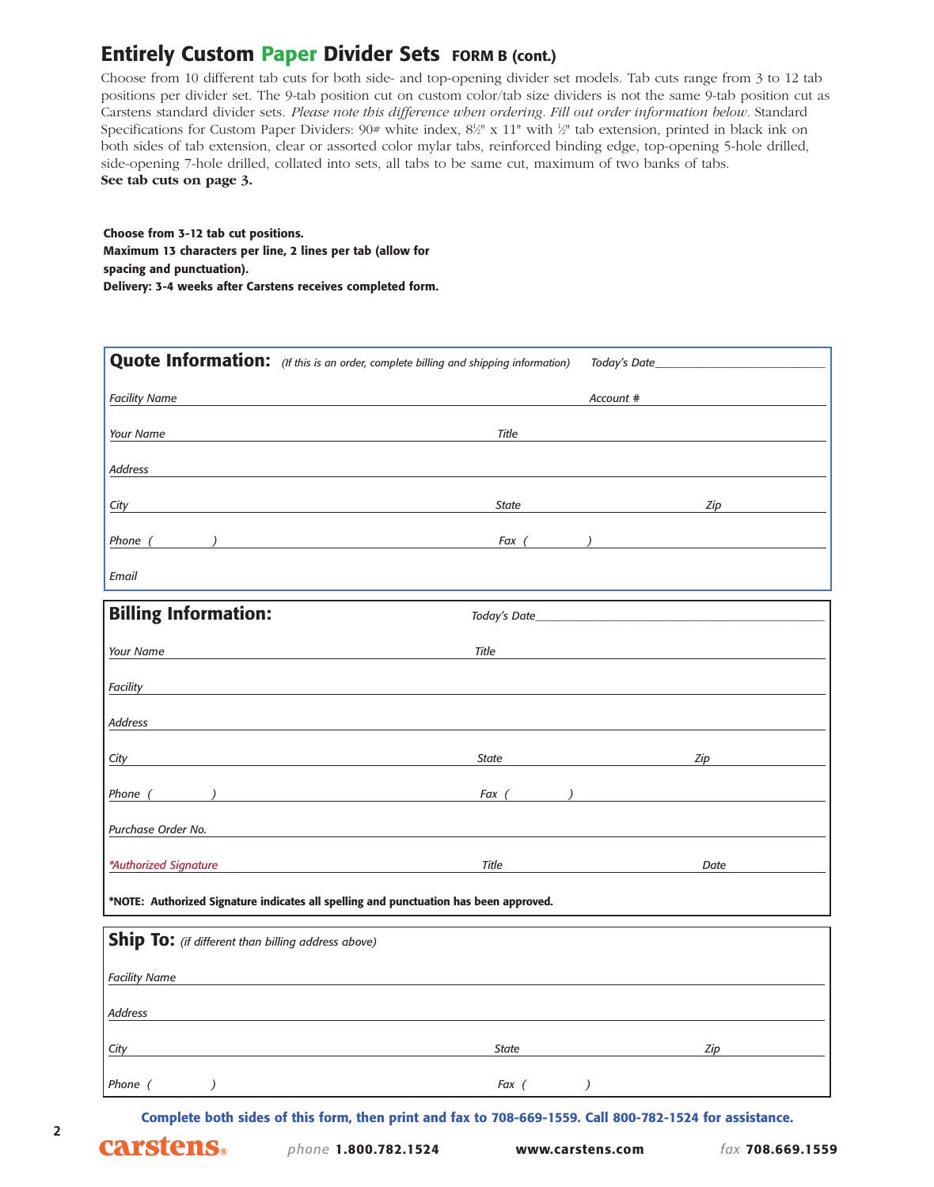# Entirely Custom Paper Divider Sets FORM B (cont.)

Choose from 10 different tab cuts for both side- and top-opening divider set models. Tab cuts range from 3 to 12 tab positions per divider set. The 9-tab position cut on custom color/tab size dividers is not the same 9-tab position cut as Carstens standard divider sets. *Please note this difference when ordering. Fill out order information below.* Standard Specifications for Custom Paper Dividers: 90# white index, 8½" x 11" with ½" tab extension, printed in black ink on both sides of tab extension, clear or assorted color mylar tabs, reinforced binding edge, top-opening 5-hole drilled, side-opening 7-hole drilled, collated into sets, all tabs to be same cut, maximum of two banks of tabs.
**See tab cuts on page 3.**

**Choose from 3-12 tab cut positions.**
**Maximum 13 characters per line, 2 lines per tab (allow for spacing and punctuation).**
**Delivery: 3-4 weeks after Carstens receives completed form.**

## Quote Information: *(If this is an order, complete billing and shipping information)*

*Today's Date* ____________________

*Facility Name* ____________________ *Account #* ____________________

*Your Name* ____________________ *Title* ____________________

*Address* ____________________

*City* ____________________ *State* ____________________ *Zip* ____________________

*Phone* ( ) ____________________ *Fax* ( ) ____________________

*Email* ____________________

## Billing Information:

*Today's Date* ____________________

*Your Name* ____________________ *Title* ____________________

*Facility* ____________________

*Address* ____________________

*City* ____________________ *State* ____________________ *Zip* ____________________

*Phone* ( ) ____________________ *Fax* ( ) ____________________

*Purchase Order No.* ____________________

*\*Authorized Signature* ____________________ *Title* ____________________ *Date* ____________________

**\*NOTE: Authorized Signature indicates all spelling and punctuation has been approved.**

## Ship To: *(if different than billing address above)*

*Facility Name* ____________________

*Address* ____________________

*City* ____________________ *State* ____________________ *Zip* ____________________

*Phone* ( ) ____________________ *Fax* ( ) ____________________

**Complete both sides of this form, then print and fax to 708-669-1559. Call 800-782-1524 for assistance.**

carstens® *phone* **1.800.782.1524** **www.carstens.com** *fax* **708.669.1559**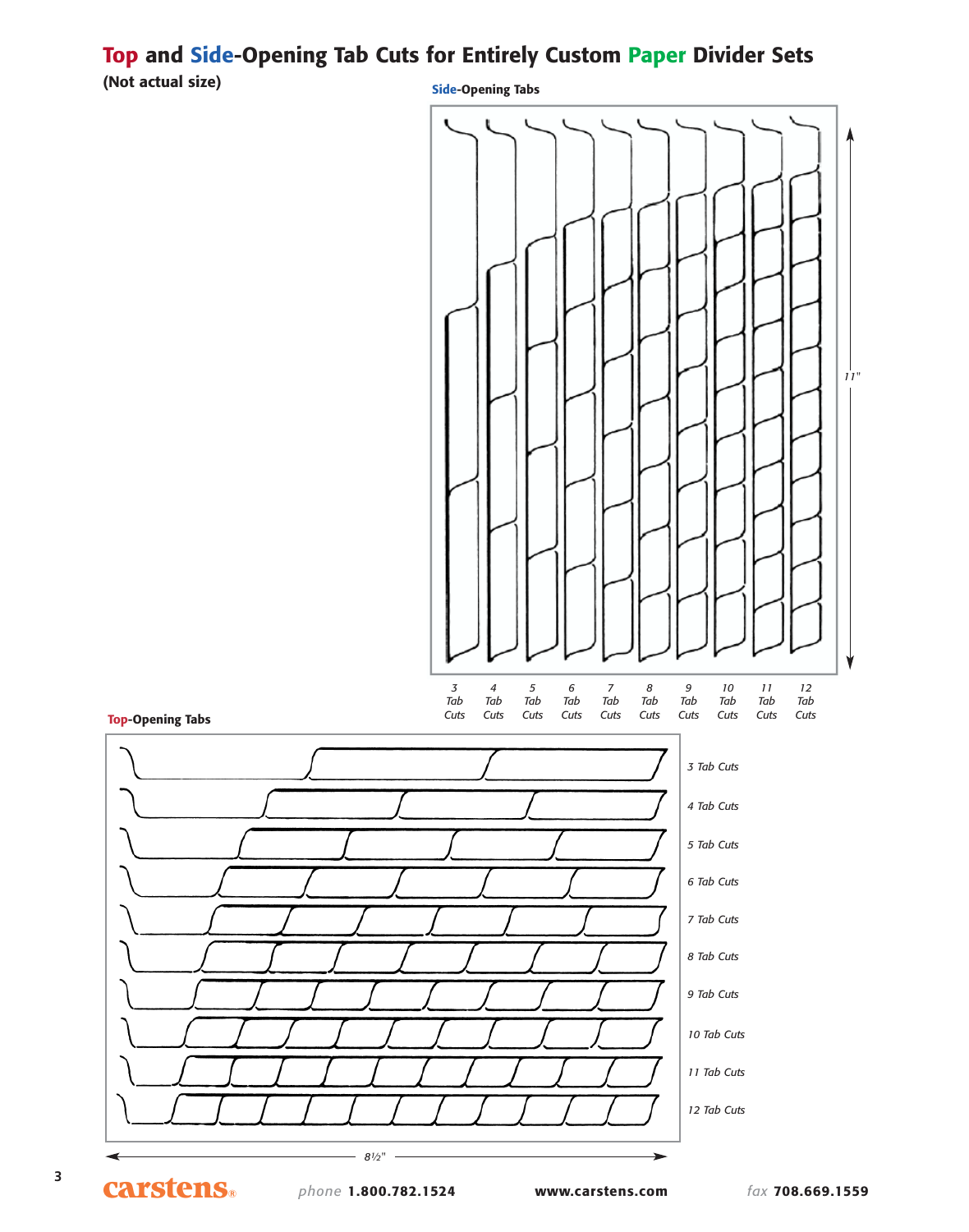# Top and Side-Opening Tab Cuts for Entirely Custom Paper Divider Sets

**(Not actual size)**

**Side-Opening Tabs**

11"

3 Tab Cuts
4 Tab Cuts
5 Tab Cuts
6 Tab Cuts
7 Tab Cuts
8 Tab Cuts
9 Tab Cuts
10 Tab Cuts
11 Tab Cuts
12 Tab Cuts

**Top-Opening Tabs**

*3 Tab Cuts*
*4 Tab Cuts*
*5 Tab Cuts*
*6 Tab Cuts*
*7 Tab Cuts*
*8 Tab Cuts*
*9 Tab Cuts*
*10 Tab Cuts*
*11 Tab Cuts*
*12 Tab Cuts*

8½"

carstens® *phone* **1.800.782.1524** **www.carstens.com** *fax* **708.669.1559**